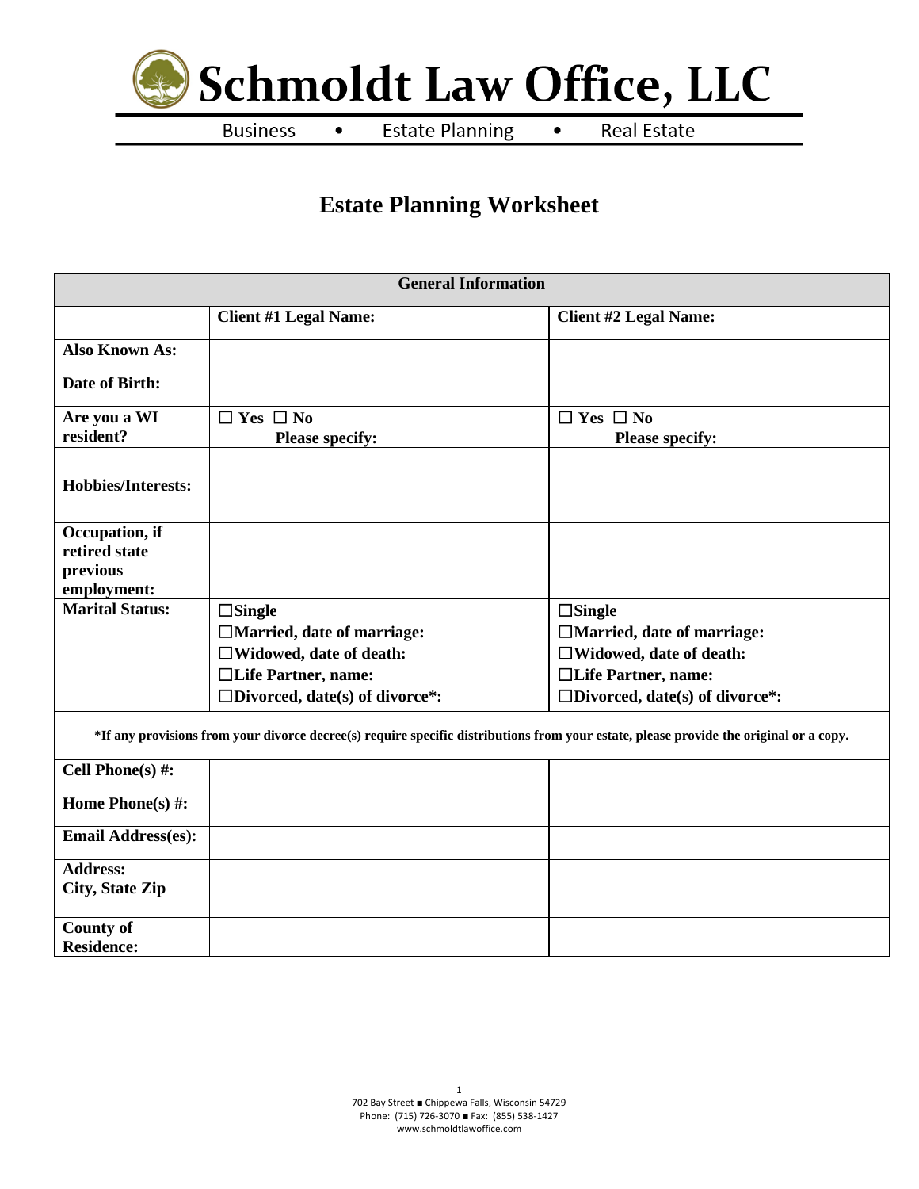# Schmoldt Law Office, LLC

Business • Estate Planning • Real Estate

## Estate Planning Worksheet

| General Information | | |
|---|---|---|
| | **Client #1 Legal Name:** | **Client #2 Legal Name:** |
| **Also Known As:** | | |
| **Date of Birth:** | | |
| **Are you a WI resident?** | ☐ Yes ☐ No<br>**Please specify:** | ☐ Yes ☐ No<br>**Please specify:** |
| **Hobbies/Interests:** | | |
| **Occupation, if retired state previous employment:** | | |
| **Marital Status:** | ☐**Single**<br>☐**Married, date of marriage:**<br>☐**Widowed, date of death:**<br>☐**Life Partner, name:**<br>☐**Divorced, date(s) of divorce*:** | ☐**Single**<br>☐**Married, date of marriage:**<br>☐**Widowed, date of death:**<br>☐**Life Partner, name:**<br>☐**Divorced, date(s) of divorce*:** |
| ***If any provisions from your divorce decree(s) require specific distributions from your estate, please provide the original or a copy.** | | |
| **Cell Phone(s) #:** | | |
| **Home Phone(s) #:** | | |
| **Email Address(es):** | | |
| **Address:**<br>**City, State Zip** | | |
| **County of Residence:** | | |

702 Bay Street ■ Chippewa Falls, Wisconsin 54729
Phone: (715) 726-3070 ■ Fax: (855) 538-1427
www.schmoldtlawoffice.com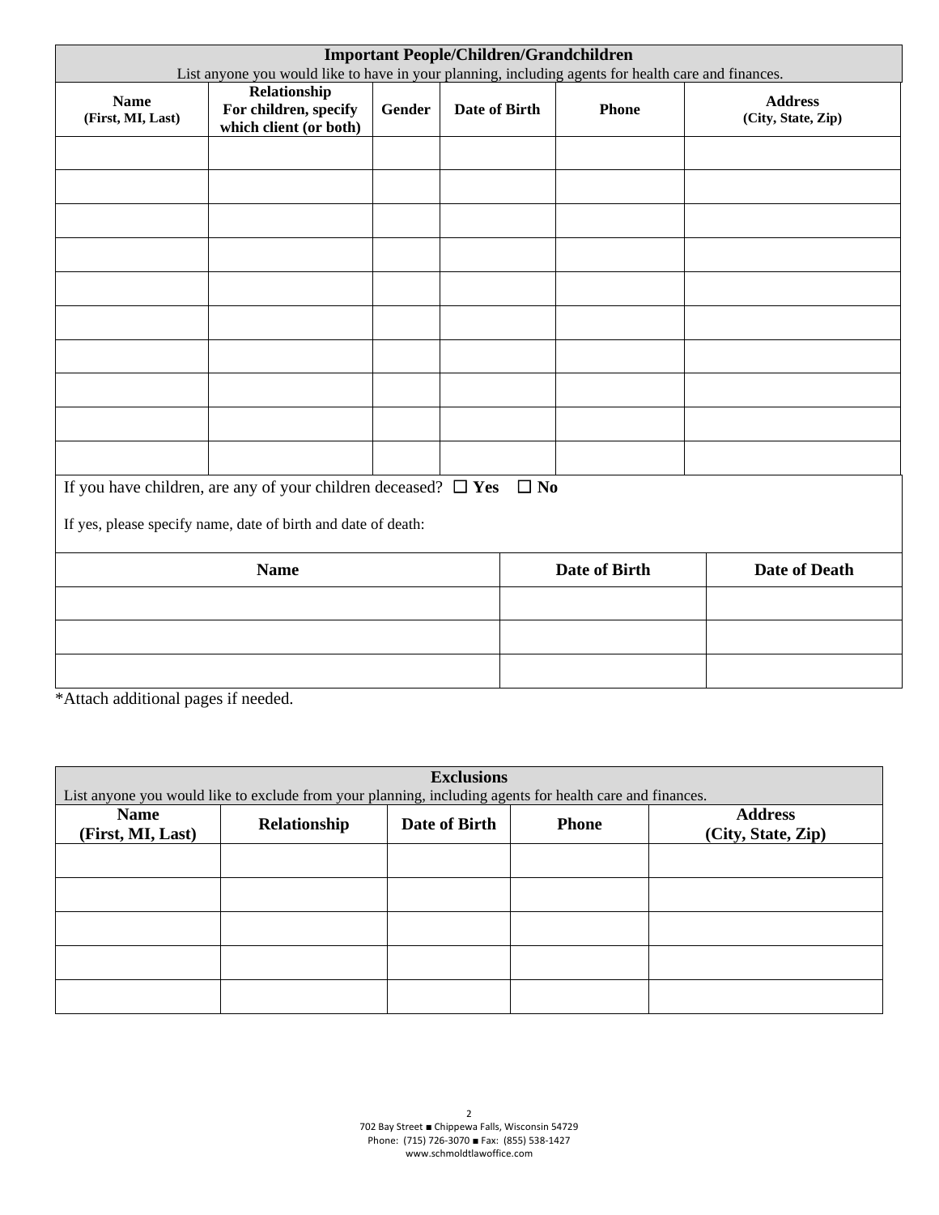## Important People/Children/Grandchildren

List anyone you would like to have in your planning, including agents for health care and finances.

| Name (First, MI, Last) | Relationship For children, specify which client (or both) | Gender | Date of Birth | Phone | Address (City, State, Zip) |
|---|---|---|---|---|---|
| | | | | | |
| | | | | | |
| | | | | | |
| | | | | | |
| | | | | | |
| | | | | | |
| | | | | | |
| | | | | | |
| | | | | | |
| | | | | | |

If you have children, are any of your children deceased? ☐ **Yes** ☐ **No**

If yes, please specify name, date of birth and date of death:

| Name | Date of Birth | Date of Death |
|---|---|---|
| | | |
| | | |
| | | |

*Attach additional pages if needed.

## Exclusions

List anyone you would like to exclude from your planning, including agents for health care and finances.

| Name (First, MI, Last) | Relationship | Date of Birth | Phone | Address (City, State, Zip) |
|---|---|---|---|---|
| | | | | |
| | | | | |
| | | | | |
| | | | | |
| | | | | |

702 Bay Street ■ Chippewa Falls, Wisconsin 54729
Phone: (715) 726-3070 ■ Fax: (855) 538-1427
www.schmoldtlawoffice.com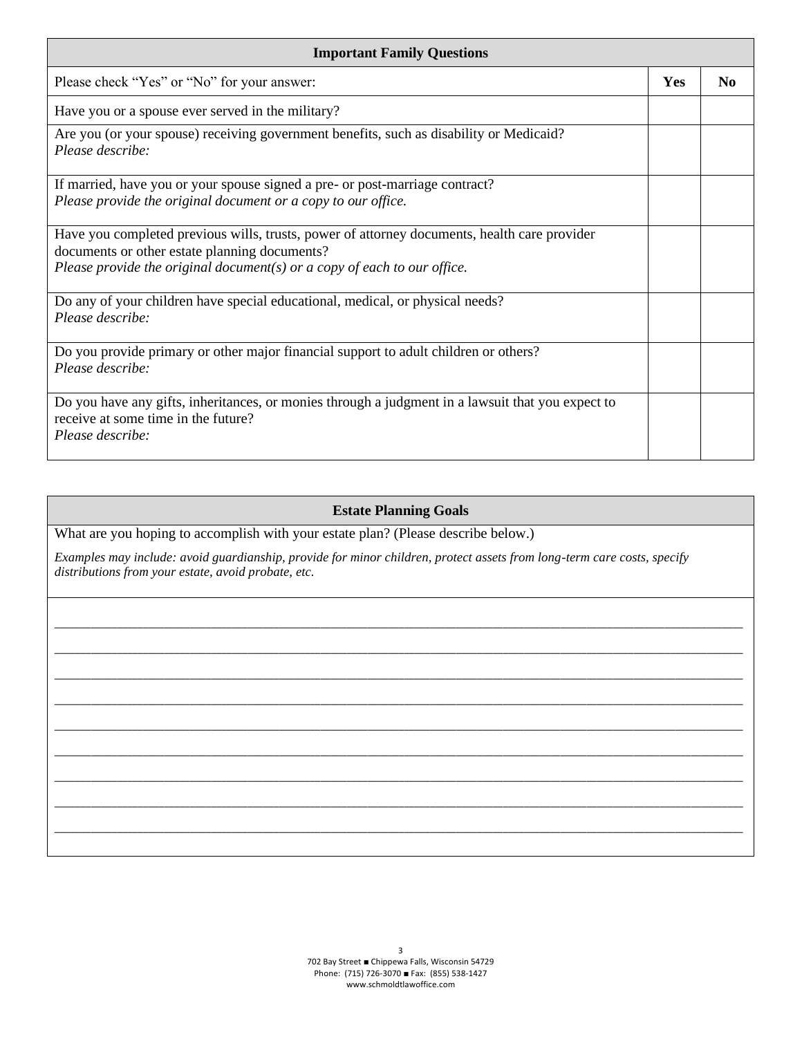| Important Family Questions | | |
|---|---|---|
| Please check "Yes" or "No" for your answer: | **Yes** | **No** |
| Have you or a spouse ever served in the military? | | |
| Are you (or your spouse) receiving government benefits, such as disability or Medicaid?<br>*Please describe:* | | |
| If married, have you or your spouse signed a pre- or post-marriage contract?<br>*Please provide the original document or a copy to our office.* | | |
| Have you completed previous wills, trusts, power of attorney documents, health care provider documents or other estate planning documents?<br>*Please provide the original document(s) or a copy of each to our office.* | | |
| Do any of your children have special educational, medical, or physical needs?<br>*Please describe:* | | |
| Do you provide primary or other major financial support to adult children or others?<br>*Please describe:* | | |
| Do you have any gifts, inheritances, or monies through a judgment in a lawsuit that you expect to receive at some time in the future?<br>*Please describe:* | | |

## Estate Planning Goals

What are you hoping to accomplish with your estate plan? (Please describe below.)

*Examples may include: avoid guardianship, provide for minor children, protect assets from long-term care costs, specify distributions from your estate, avoid probate, etc.*

_______________________________________________________________________________________________

_______________________________________________________________________________________________

_______________________________________________________________________________________________

_______________________________________________________________________________________________

_______________________________________________________________________________________________

_______________________________________________________________________________________________

_______________________________________________________________________________________________

_______________________________________________________________________________________________

_______________________________________________________________________________________________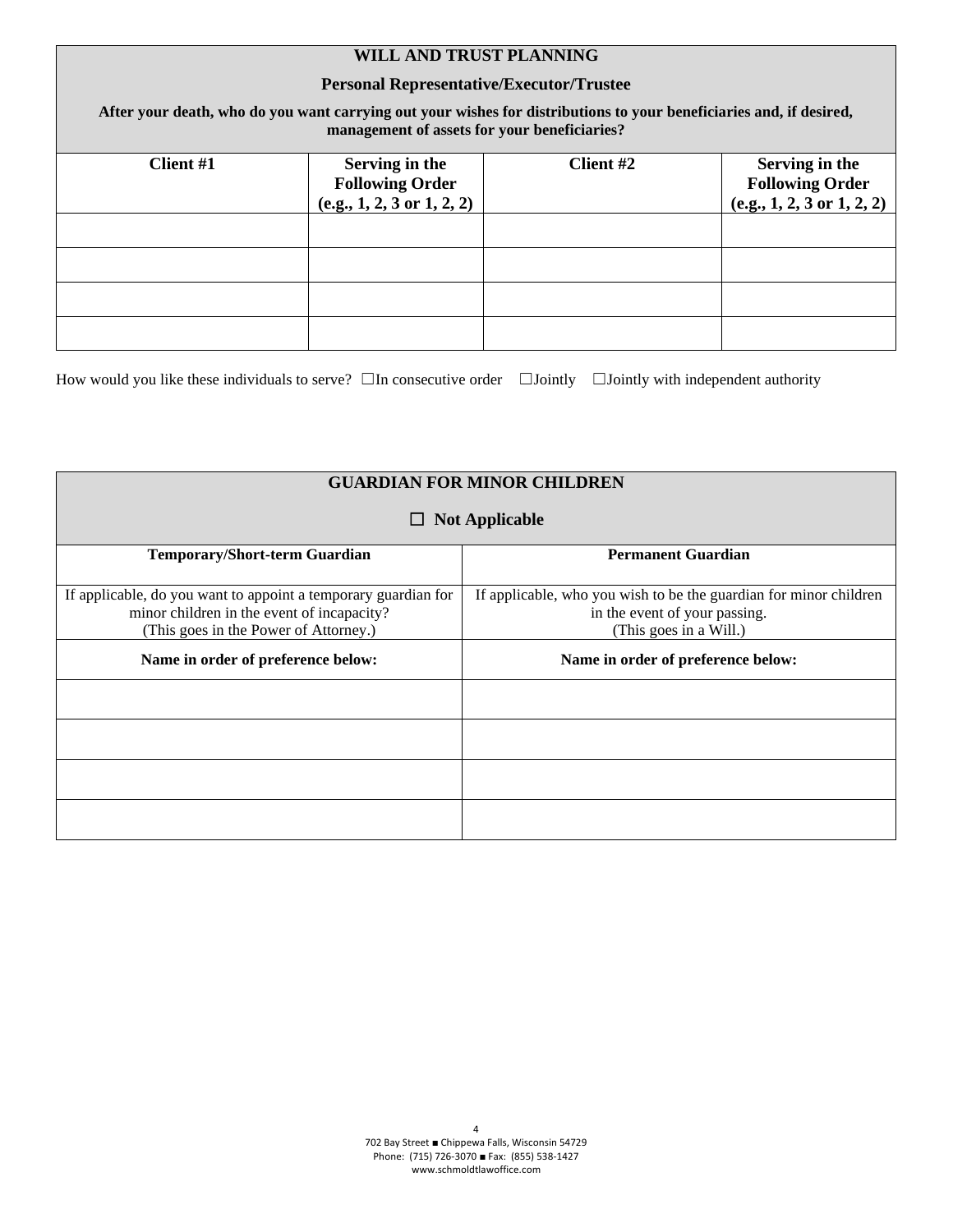| **WILL AND TRUST PLANNING**<br>**Personal Representative/Executor/Trustee**<br>**After your death, who do you want carrying out your wishes for distributions to your beneficiaries and, if desired, management of assets for your beneficiaries?** | | | |
|---|---|---|---|
| **Client #1** | **Serving in the Following Order (e.g., 1, 2, 3 or 1, 2, 2)** | **Client #2** | **Serving in the Following Order (e.g., 1, 2, 3 or 1, 2, 2)** |
| | | | |
| | | | |
| | | | |
| | | | |

How would you like these individuals to serve? ☐In consecutive order ☐Jointly ☐Jointly with independent authority

| **GUARDIAN FOR MINOR CHILDREN**<br>☐ **Not Applicable** | |
|---|---|
| **Temporary/Short-term Guardian** | **Permanent Guardian** |
| If applicable, do you want to appoint a temporary guardian for minor children in the event of incapacity? (This goes in the Power of Attorney.) | If applicable, who you wish to be the guardian for minor children in the event of your passing. (This goes in a Will.) |
| **Name in order of preference below:** | **Name in order of preference below:** |
| | |
| | |
| | |
| | |

702 Bay Street ■ Chippewa Falls, Wisconsin 54729
Phone: (715) 726-3070 ■ Fax: (855) 538-1427
www.schmoldtlawoffice.com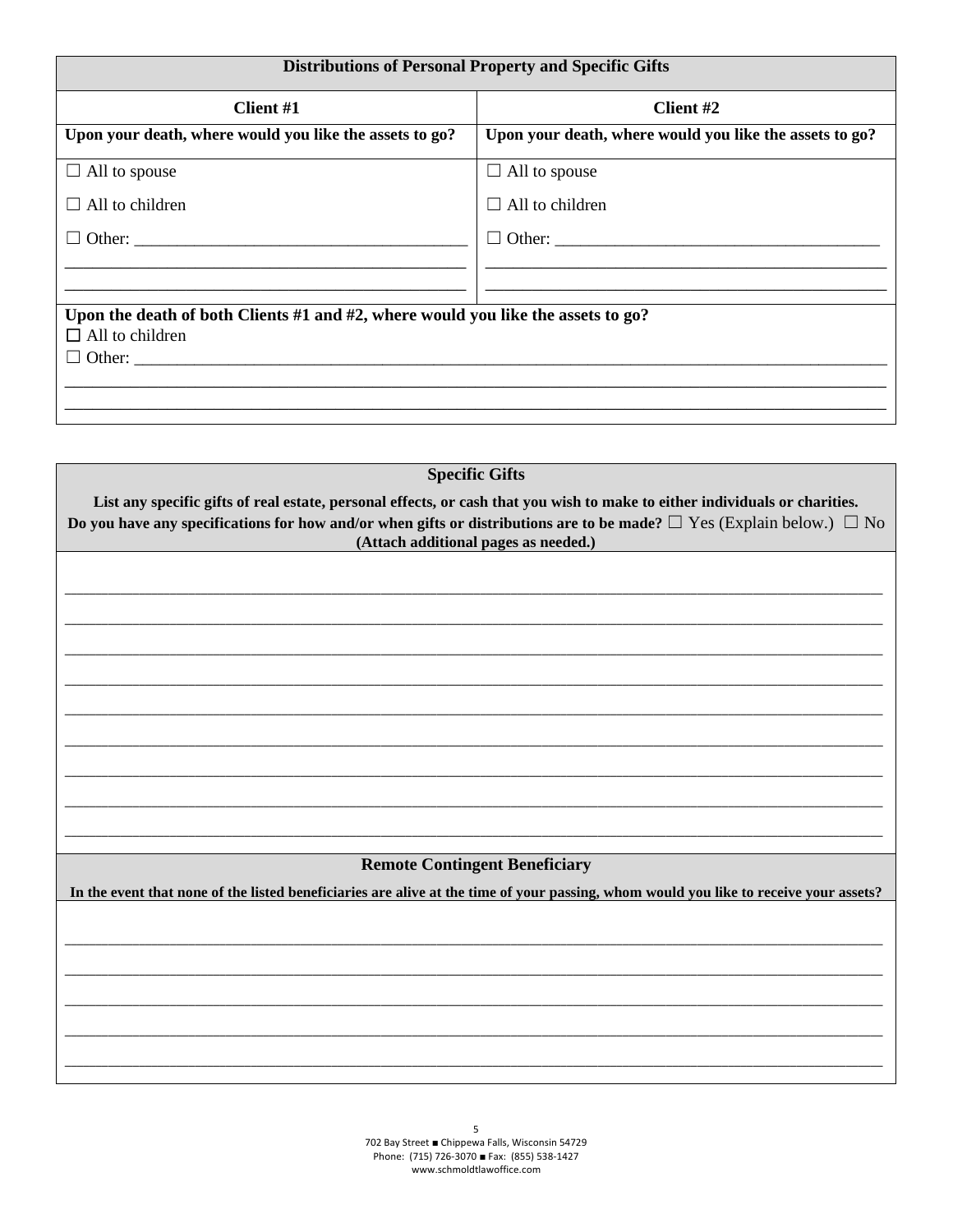## Distributions of Personal Property and Specific Gifts

| Client #1 | Client #2 |
|---|---|
| **Upon your death, where would you like the assets to go?** | **Upon your death, where would you like the assets to go?** |
| ☐ All to spouse | ☐ All to spouse |
| ☐ All to children | ☐ All to children |
| ☐ Other: ______________________________________ | ☐ Other: ______________________________________ |
| ______________________________________________ | ______________________________________________ |
| ______________________________________________ | ______________________________________________ |

**Upon the death of both Clients #1 and #2, where would you like the assets to go?**

☐ All to children

☐ Other: ____________________________________________________________________________________

__________________________________________________________________________________________

__________________________________________________________________________________________

## Specific Gifts

**List any specific gifts of real estate, personal effects, or cash that you wish to make to either individuals or charities.**

**Do you have any specifications for how and/or when gifts or distributions are to be made?** ☐ Yes (Explain below.) ☐ No

**(Attach additional pages as needed.)**

__________________________________________________________________________________________

__________________________________________________________________________________________

__________________________________________________________________________________________

__________________________________________________________________________________________

__________________________________________________________________________________________

__________________________________________________________________________________________

__________________________________________________________________________________________

__________________________________________________________________________________________

__________________________________________________________________________________________

## Remote Contingent Beneficiary

**In the event that none of the listed beneficiaries are alive at the time of your passing, whom would you like to receive your assets?**

__________________________________________________________________________________________

__________________________________________________________________________________________

__________________________________________________________________________________________

__________________________________________________________________________________________

__________________________________________________________________________________________

702 Bay Street ■ Chippewa Falls, Wisconsin 54729
Phone: (715) 726-3070 ■ Fax: (855) 538-1427
www.schmoldtlawoffice.com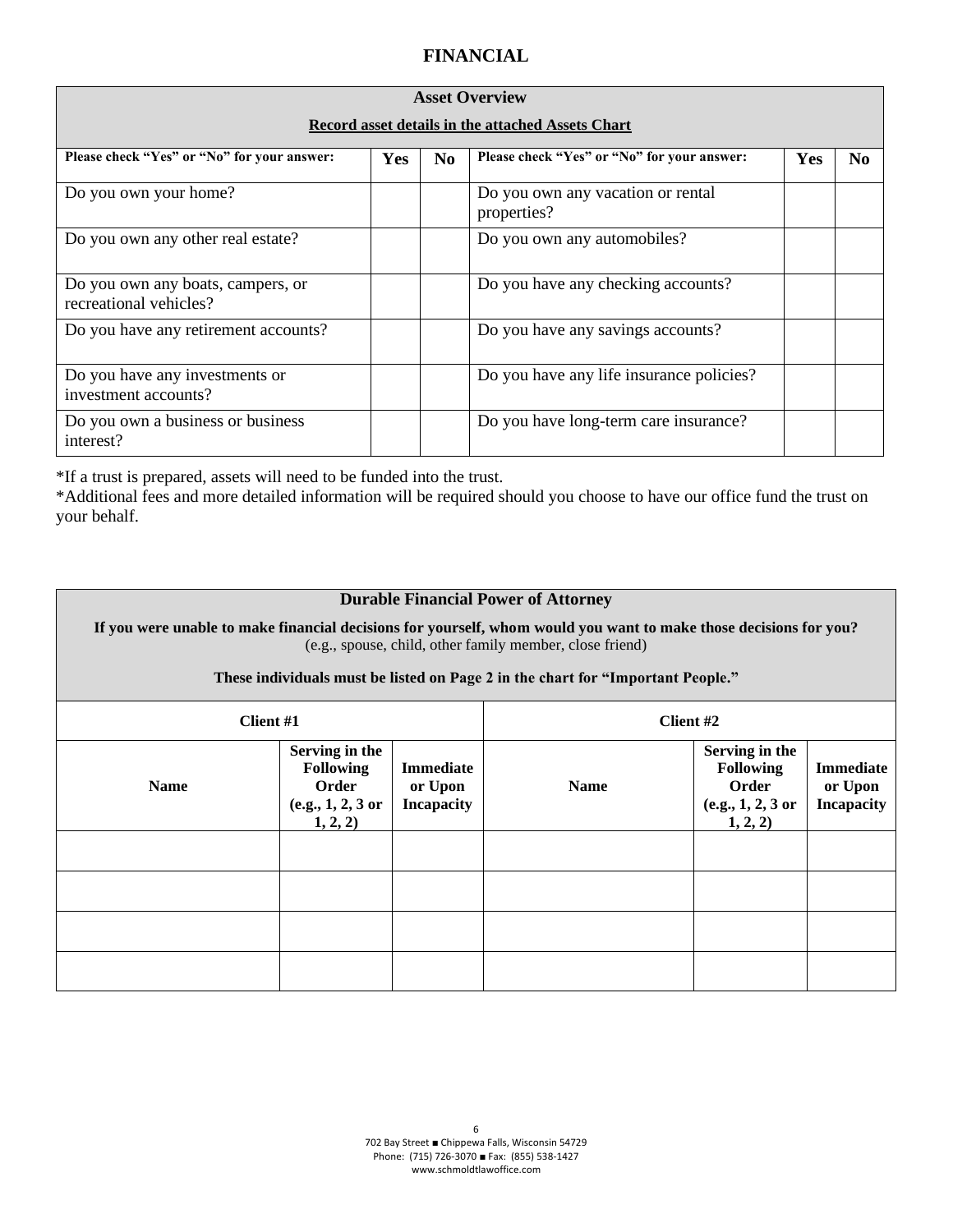# FINANCIAL

| Asset Overview | | | | | |
|---|---|---|---|---|---|
| **Record asset details in the attached Assets Chart** | | | | | |
| **Please check "Yes" or "No" for your answer:** | **Yes** | **No** | **Please check "Yes" or "No" for your answer:** | **Yes** | **No** |
| Do you own your home? | | | Do you own any vacation or rental properties? | | |
| Do you own any other real estate? | | | Do you own any automobiles? | | |
| Do you own any boats, campers, or recreational vehicles? | | | Do you have any checking accounts? | | |
| Do you have any retirement accounts? | | | Do you have any savings accounts? | | |
| Do you have any investments or investment accounts? | | | Do you have any life insurance policies? | | |
| Do you own a business or business interest? | | | Do you have long-term care insurance? | | |

*If a trust is prepared, assets will need to be funded into the trust.
*Additional fees and more detailed information will be required should you choose to have our office fund the trust on your behalf.

| Durable Financial Power of Attorney | | | | | |
|---|---|---|---|---|---|
| **If you were unable to make financial decisions for yourself, whom would you want to make those decisions for you?** (e.g., spouse, child, other family member, close friend) **These individuals must be listed on Page 2 in the chart for "Important People."** | | | | | |
| **Client #1** | | | **Client #2** | | |
| **Name** | **Serving in the Following Order (e.g., 1, 2, 3 or 1, 2, 2)** | **Immediate or Upon Incapacity** | **Name** | **Serving in the Following Order (e.g., 1, 2, 3 or 1, 2, 2)** | **Immediate or Upon Incapacity** |
| | | | | | |
| | | | | | |
| | | | | | |
| | | | | | |

702 Bay Street ■ Chippewa Falls, Wisconsin 54729
Phone: (715) 726-3070 ■ Fax: (855) 538-1427
www.schmoldtlawoffice.com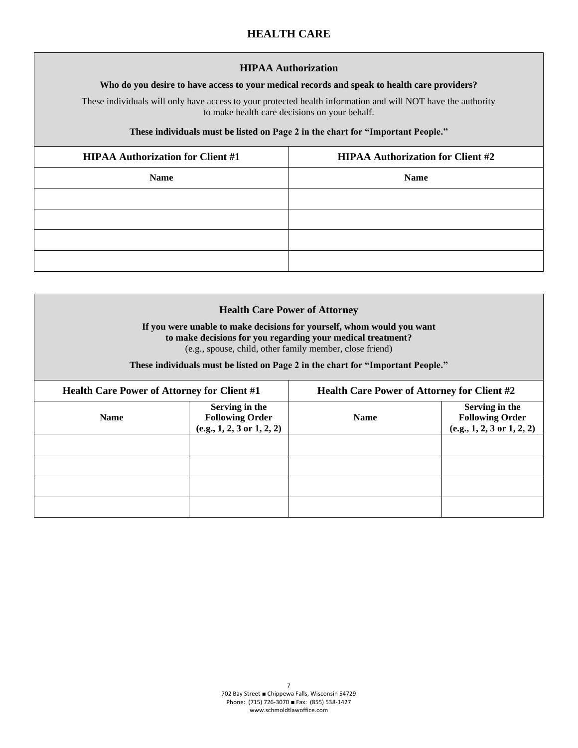# HEALTH CARE

## HIPAA Authorization

**Who do you desire to have access to your medical records and speak to health care providers?**

These individuals will only have access to your protected health information and will NOT have the authority to make health care decisions on your behalf.

**These individuals must be listed on Page 2 in the chart for "Important People."**

| HIPAA Authorization for Client #1 | HIPAA Authorization for Client #2 |
|---|---|
| **Name** | **Name** |
| | |
| | |
| | |
| | |

## Health Care Power of Attorney

**If you were unable to make decisions for yourself, whom would you want to make decisions for you regarding your medical treatment?**
(e.g., spouse, child, other family member, close friend)

**These individuals must be listed on Page 2 in the chart for "Important People."**

| Health Care Power of Attorney for Client #1 | | Health Care Power of Attorney for Client #2 | |
|---|---|---|---|
| **Name** | **Serving in the Following Order (e.g., 1, 2, 3 or 1, 2, 2)** | **Name** | **Serving in the Following Order (e.g., 1, 2, 3 or 1, 2, 2)** |
| | | | |
| | | | |
| | | | |
| | | | |

702 Bay Street ■ Chippewa Falls, Wisconsin 54729
Phone: (715) 726-3070 ■ Fax: (855) 538-1427
www.schmoldtlawoffice.com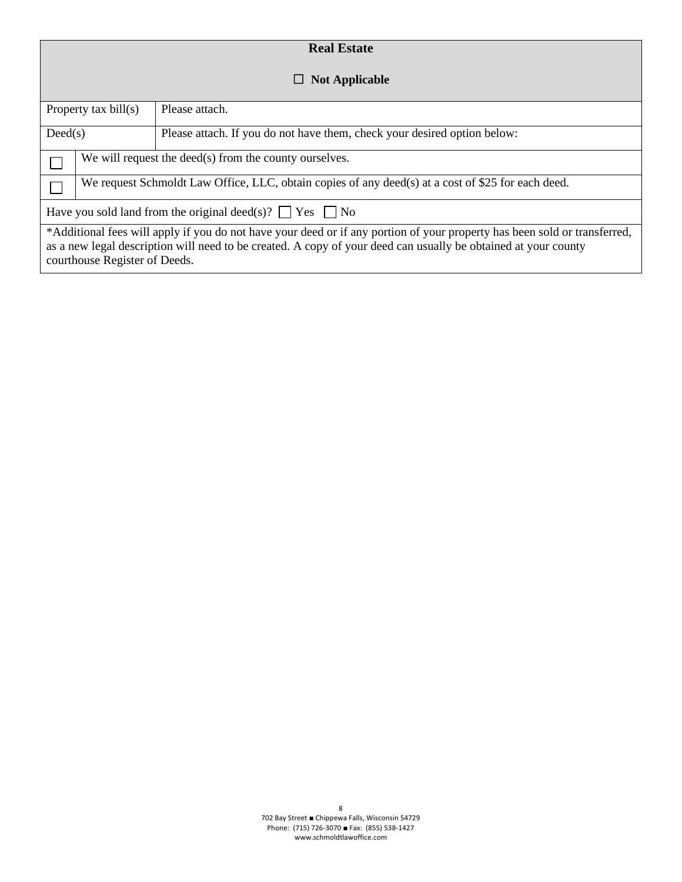## Real Estate

☐ **Not Applicable**

| Property tax bill(s) | Please attach. |
|---|---|
| Deed(s) | Please attach. If you do not have them, check your desired option below: |
| ☐ | We will request the deed(s) from the county ourselves. |
| ☐ | We request Schmoldt Law Office, LLC, obtain copies of any deed(s) at a cost of $25 for each deed. |

Have you sold land from the original deed(s)? ☐ Yes ☐ No

*Additional fees will apply if you do not have your deed or if any portion of your property has been sold or transferred, as a new legal description will need to be created. A copy of your deed can usually be obtained at your county courthouse Register of Deeds.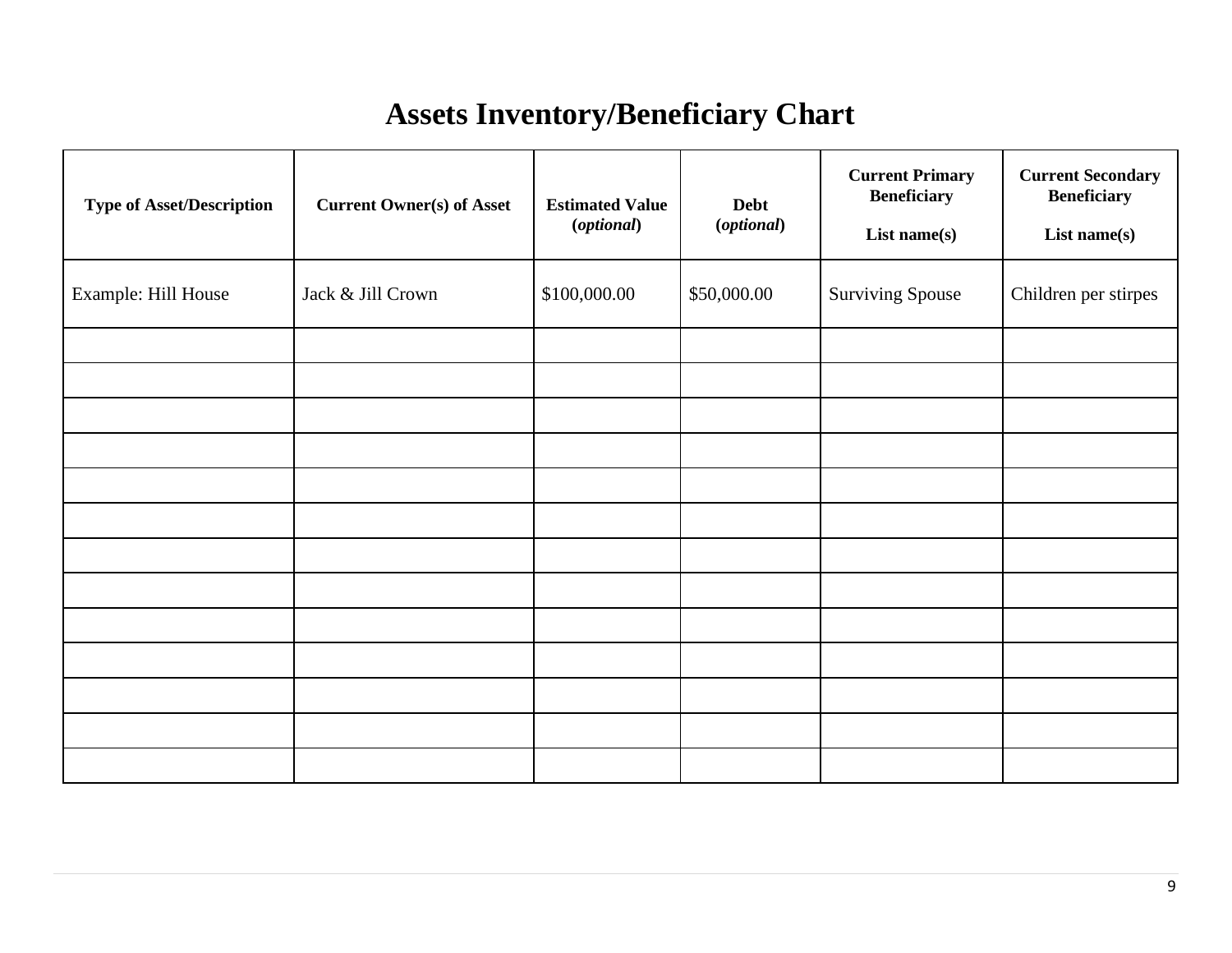# Assets Inventory/Beneficiary Chart

| Type of Asset/Description | Current Owner(s) of Asset | Estimated Value (*optional*) | Debt (*optional*) | Current Primary Beneficiary<br><br>List name(s) | Current Secondary Beneficiary<br><br>List name(s) |
|---|---|---|---|---|---|
| Example: Hill House | Jack & Jill Crown | $100,000.00 | $50,000.00 | Surviving Spouse | Children per stirpes |
| | | | | | |
| | | | | | |
| | | | | | |
| | | | | | |
| | | | | | |
| | | | | | |
| | | | | | |
| | | | | | |
| | | | | | |
| | | | | | |
| | | | | | |
| | | | | | |
| | | | | | |